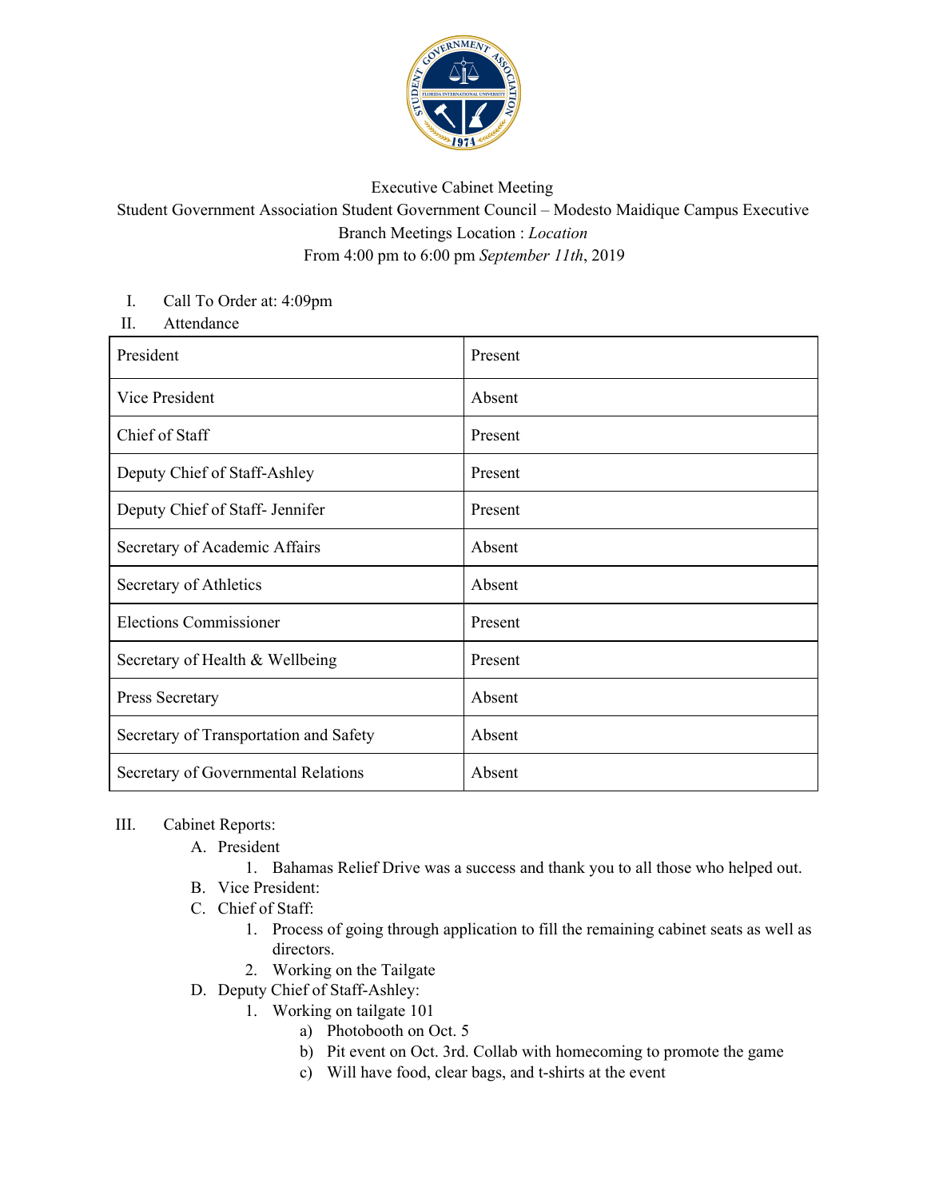Executive Cabinet Meeting

Student Government Association Student Government Council – Modesto Maidique Campus Executive Branch Meetings Location : *Location*

From 4:00 pm to 6:00 pm *September 11th*, 2019

I. Call To Order at: 4:09pm

II. Attendance

| President | Present |
|---|---|
| Vice President | Absent |
| Chief of Staff | Present |
| Deputy Chief of Staff-Ashley | Present |
| Deputy Chief of Staff- Jennifer | Present |
| Secretary of Academic Affairs | Absent |
| Secretary of Athletics | Absent |
| Elections Commissioner | Present |
| Secretary of Health & Wellbeing | Present |
| Press Secretary | Absent |
| Secretary of Transportation and Safety | Absent |
| Secretary of Governmental Relations | Absent |

III. Cabinet Reports:

A. President
   1. Bahamas Relief Drive was a success and thank you to all those who helped out.

B. Vice President:

C. Chief of Staff:
   1. Process of going through application to fill the remaining cabinet seats as well as directors.
   2. Working on the Tailgate

D. Deputy Chief of Staff-Ashley:
   1. Working on tailgate 101
      a) Photobooth on Oct. 5
      b) Pit event on Oct. 3rd. Collab with homecoming to promote the game
      c) Will have food, clear bags, and t-shirts at the event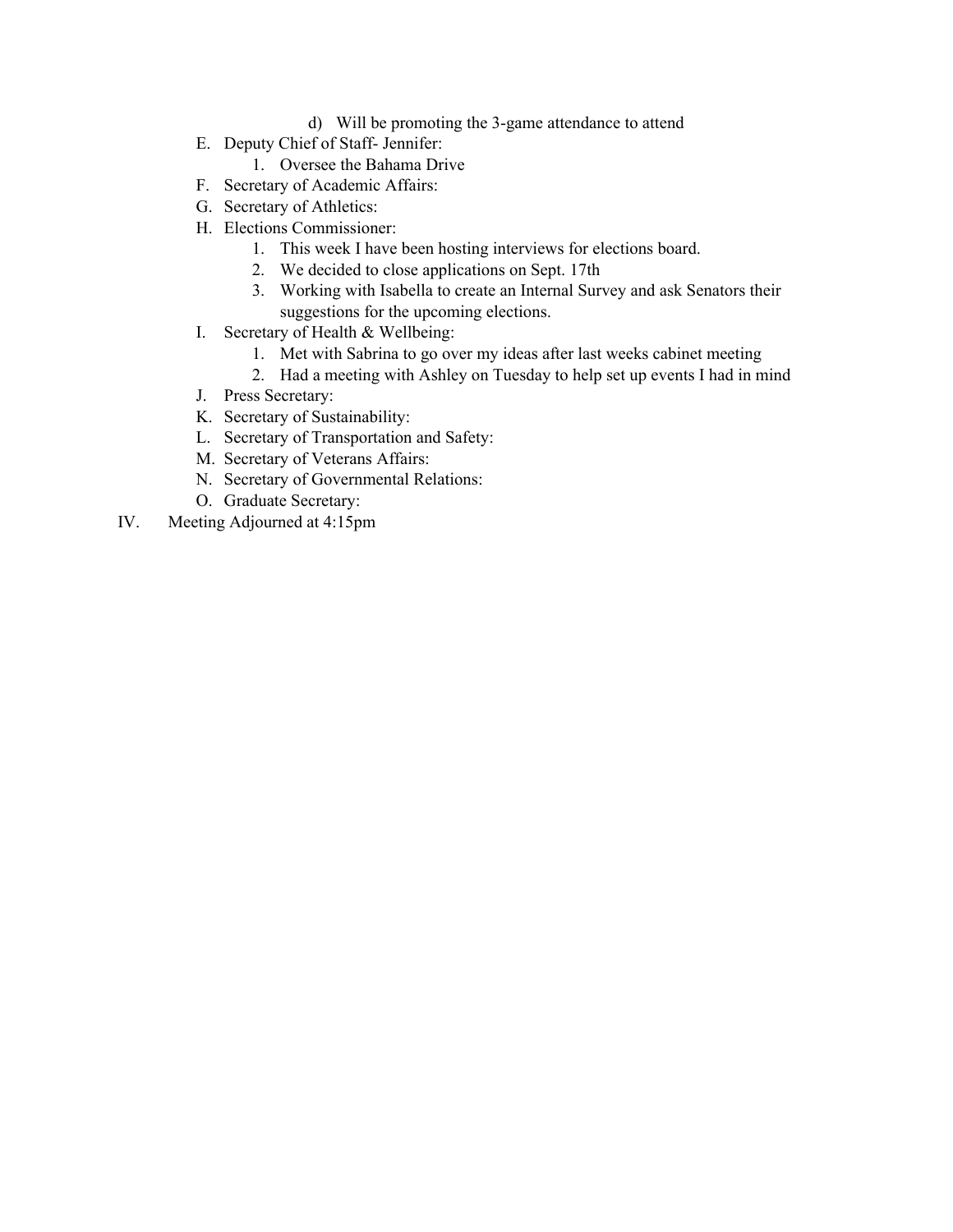d) Will be promoting the 3-game attendance to attend

E. Deputy Chief of Staff- Jennifer:
    1. Oversee the Bahama Drive
F. Secretary of Academic Affairs:
G. Secretary of Athletics:
H. Elections Commissioner:
    1. This week I have been hosting interviews for elections board.
    2. We decided to close applications on Sept. 17th
    3. Working with Isabella to create an Internal Survey and ask Senators their suggestions for the upcoming elections.
I. Secretary of Health & Wellbeing:
    1. Met with Sabrina to go over my ideas after last weeks cabinet meeting
    2. Had a meeting with Ashley on Tuesday to help set up events I had in mind
J. Press Secretary:
K. Secretary of Sustainability:
L. Secretary of Transportation and Safety:
M. Secretary of Veterans Affairs:
N. Secretary of Governmental Relations:
O. Graduate Secretary:

IV. Meeting Adjourned at 4:15pm